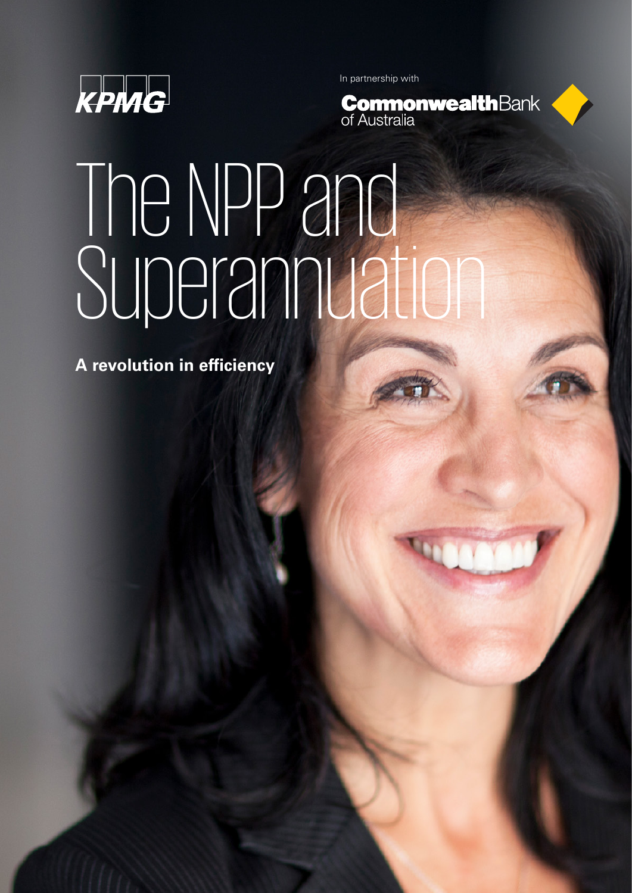KPMG

In partnership with

CommonwealthBank of Australia

# The NPP and Superannuation

**A revolution in efficiency**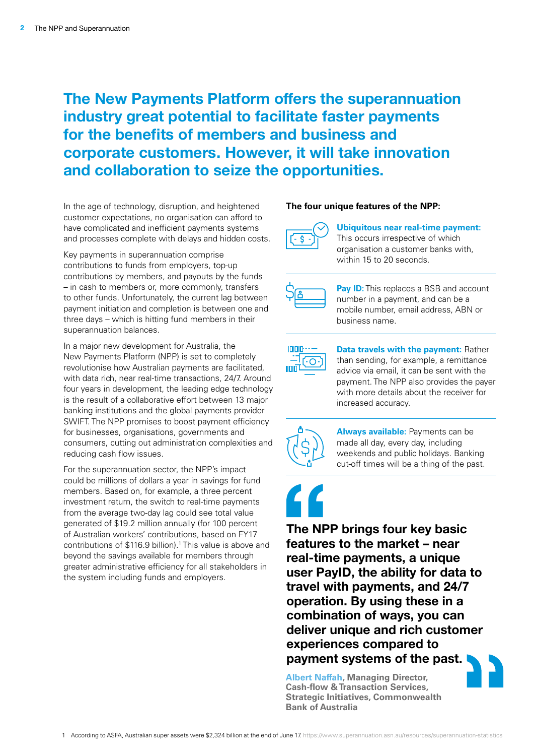## The New Payments Platform offers the superannuation industry great potential to facilitate faster payments for the benefits of members and business and corporate customers. However, it will take innovation and collaboration to seize the opportunities.

In the age of technology, disruption, and heightened customer expectations, no organisation can afford to have complicated and inefficient payments systems and processes complete with delays and hidden costs.

Key payments in superannuation comprise contributions to funds from employers, top-up contributions by members, and payouts by the funds – in cash to members or, more commonly, transfers to other funds. Unfortunately, the current lag between payment initiation and completion is between one and three days – which is hitting fund members in their superannuation balances.

In a major new development for Australia, the New Payments Platform (NPP) is set to completely revolutionise how Australian payments are facilitated, with data rich, near real-time transactions, 24/7. Around four years in development, the leading edge technology is the result of a collaborative effort between 13 major banking institutions and the global payments provider SWIFT. The NPP promises to boost payment efficiency for businesses, organisations, governments and consumers, cutting out administration complexities and reducing cash flow issues.

For the superannuation sector, the NPP's impact could be millions of dollars a year in savings for fund members. Based on, for example, a three percent investment return, the switch to real-time payments from the average two-day lag could see total value generated of $19.2 million annually (for 100 percent of Australian workers' contributions, based on FY17 contributions of $116.9 billion).[1] This value is above and beyond the savings available for members through greater administrative efficiency for all stakeholders in the system including funds and employers.

**The four unique features of the NPP:**

**Ubiquitous near real-time payment:** This occurs irrespective of which organisation a customer banks with, within 15 to 20 seconds.

**Pay ID:** This replaces a BSB and account number in a payment, and can be a mobile number, email address, ABN or business name.

**Data travels with the payment:** Rather than sending, for example, a remittance advice via email, it can be sent with the payment. The NPP also provides the payer with more details about the receiver for increased accuracy.

**Always available:** Payments can be made all day, every day, including weekends and public holidays. Banking cut-off times will be a thing of the past.

> **The NPP brings four key basic features to the market – near real-time payments, a unique user PayID, the ability for data to travel with payments, and 24/7 operation. By using these in a combination of ways, you can deliver unique and rich customer experiences compared to payment systems of the past.**
>
> **Albert Naffah, Managing Director, Cash-flow & Transaction Services, Strategic Initiatives, Commonwealth Bank of Australia**

1 According to ASFA, Australian super assets were $2,324 billion at the end of June 17. https://www.superannuation.asn.au/resources/superannuation-statistics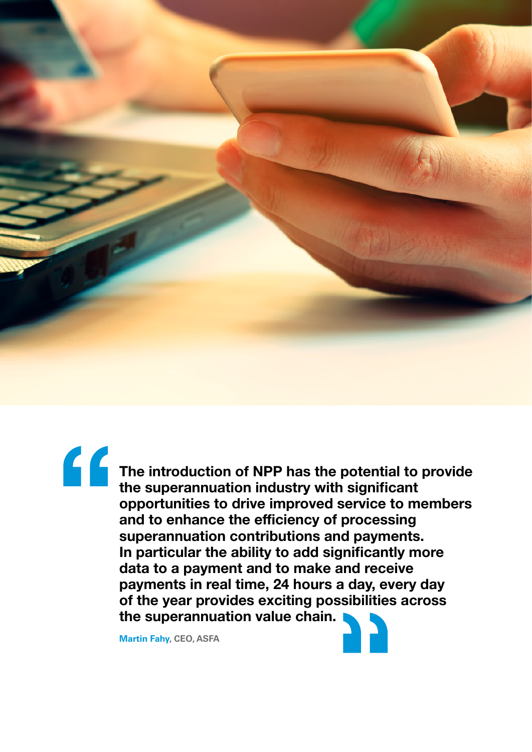> **The introduction of NPP has the potential to provide the superannuation industry with significant opportunities to drive improved service to members and to enhance the efficiency of processing superannuation contributions and payments. In particular the ability to add significantly more data to a payment and to make and receive payments in real time, 24 hours a day, every day of the year provides exciting possibilities across the superannuation value chain.**

**Martin Fahy, CEO, ASFA**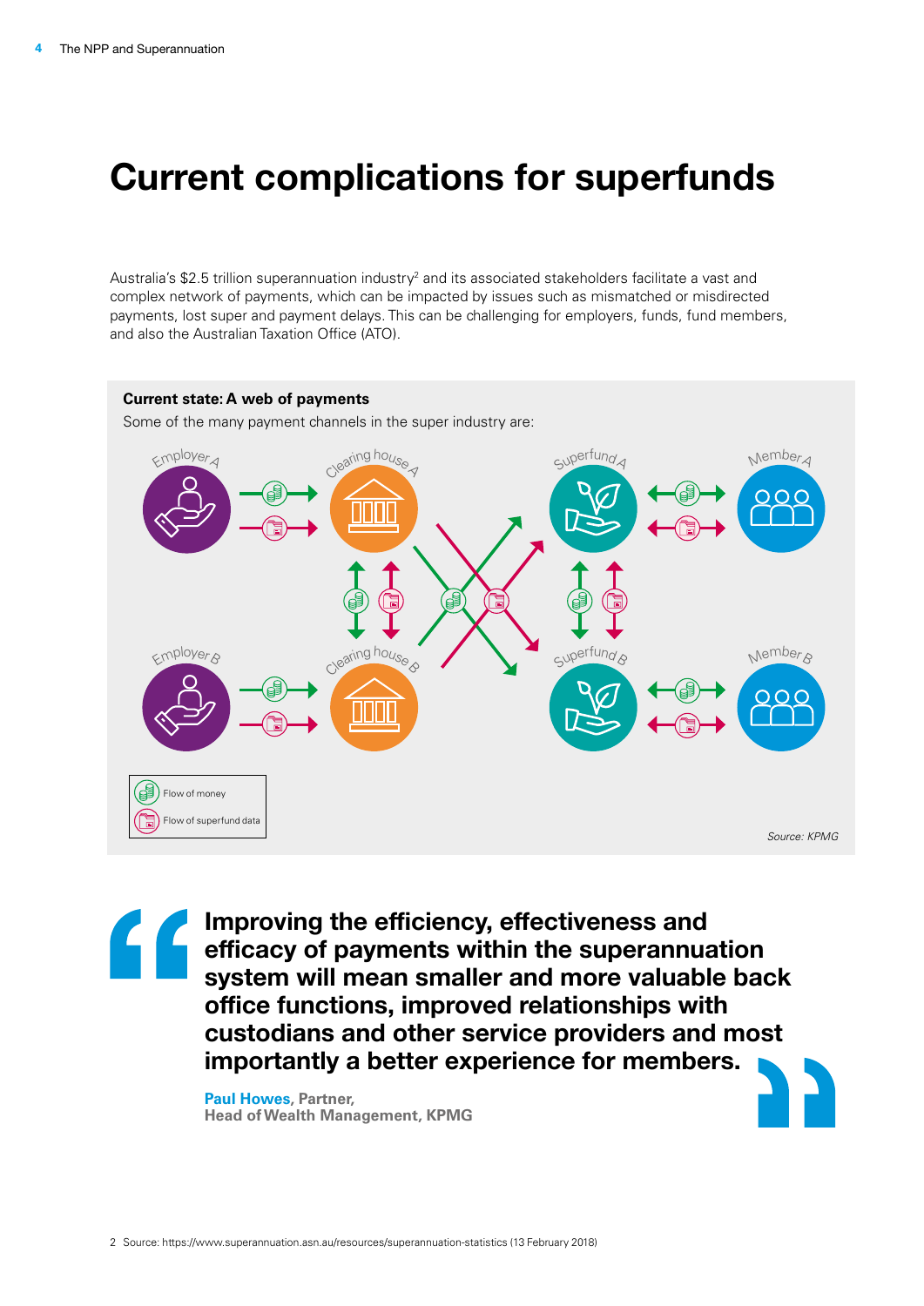# Current complications for superfunds

Australia's $2.5 trillion superannuation industry[2] and its associated stakeholders facilitate a vast and complex network of payments, which can be impacted by issues such as mismatched or misdirected payments, lost super and payment delays. This can be challenging for employers, funds, fund members, and also the Australian Taxation Office (ATO).

**Current state: A web of payments**

Some of the many payment channels in the super industry are:

Employer A, Clearing house A, Superfund A, Member A

Employer B, Clearing house B, Superfund B, Member B

Flow of money

Flow of superfund data

*Source: KPMG*

> **Improving the efficiency, effectiveness and efficacy of payments within the superannuation system will mean smaller and more valuable back office functions, improved relationships with custodians and other service providers and most importantly a better experience for members.**
>
> **Paul Howes, Partner, Head of Wealth Management, KPMG**

2 Source: https://www.superannuation.asn.au/resources/superannuation-statistics (13 February 2018)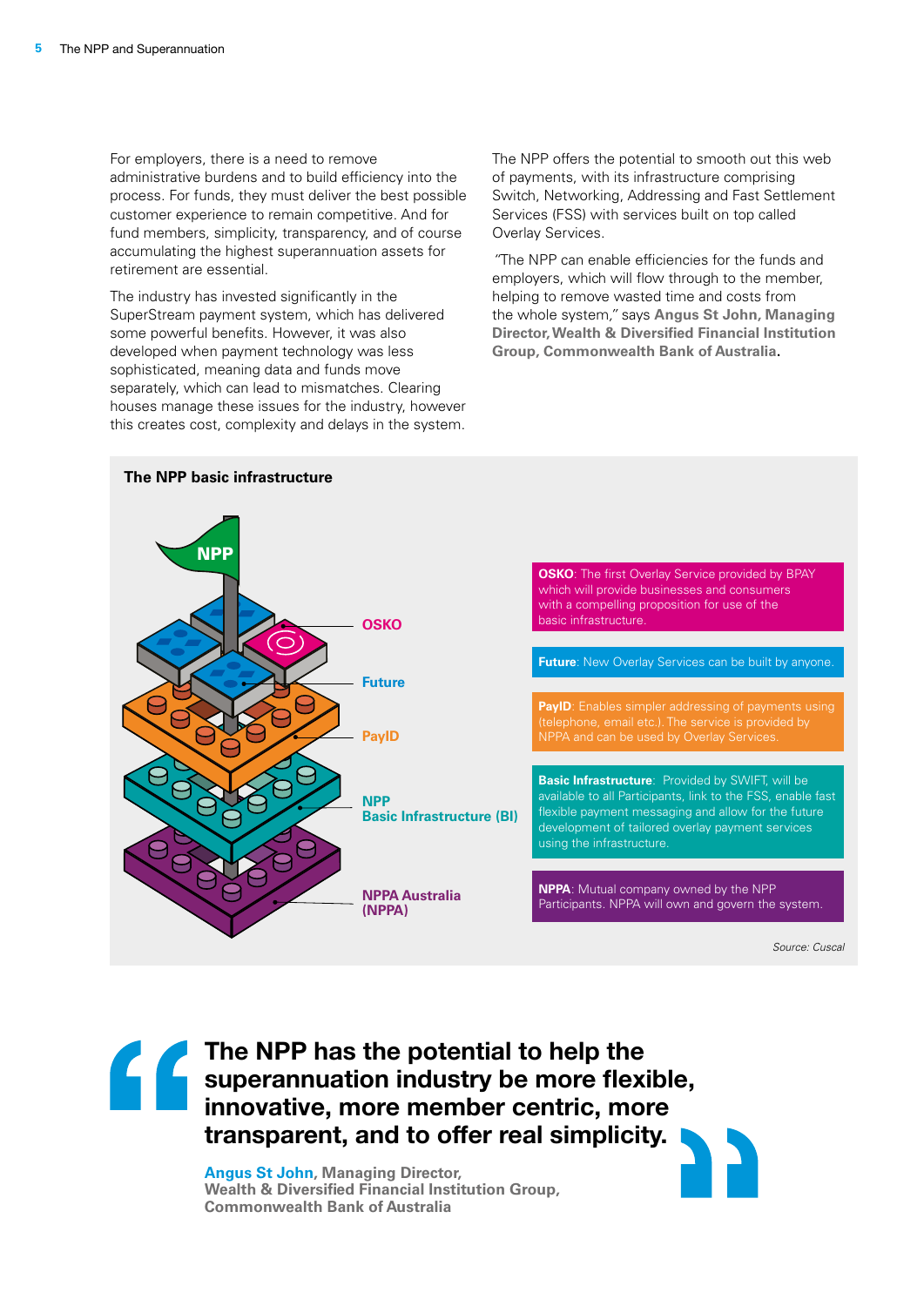For employers, there is a need to remove administrative burdens and to build efficiency into the process. For funds, they must deliver the best possible customer experience to remain competitive. And for fund members, simplicity, transparency, and of course accumulating the highest superannuation assets for retirement are essential.

The industry has invested significantly in the SuperStream payment system, which has delivered some powerful benefits. However, it was also developed when payment technology was less sophisticated, meaning data and funds move separately, which can lead to mismatches. Clearing houses manage these issues for the industry, however this creates cost, complexity and delays in the system.

The NPP offers the potential to smooth out this web of payments, with its infrastructure comprising Switch, Networking, Addressing and Fast Settlement Services (FSS) with services built on top called Overlay Services.

"The NPP can enable efficiencies for the funds and employers, which will flow through to the member, helping to remove wasted time and costs from the whole system," says **Angus St John, Managing Director, Wealth & Diversified Financial Institution Group, Commonwealth Bank of Australia**.

### The NPP basic infrastructure

NPP

- **OSKO**: The first Overlay Service provided by BPAY which will provide businesses and consumers with a compelling proposition for use of the basic infrastructure.
- **Future**: New Overlay Services can be built by anyone.
- **PayID**: Enables simpler addressing of payments using (telephone, email etc.). The service is provided by NPPA and can be used by Overlay Services.
- **NPP Basic Infrastructure (BI)** — **Basic Infrastructure**: Provided by SWIFT, will be available to all Participants, link to the FSS, enable fast flexible payment messaging and allow for the future development of tailored overlay payment services using the infrastructure.
- **NPPA Australia (NPPA)** — **NPPA**: Mutual company owned by the NPP Participants. NPPA will own and govern the system.

*Source: Cuscal*

> **The NPP has the potential to help the superannuation industry be more flexible, innovative, more member centric, more transparent, and to offer real simplicity.**
>
> **Angus St John**, Managing Director, Wealth & Diversified Financial Institution Group, Commonwealth Bank of Australia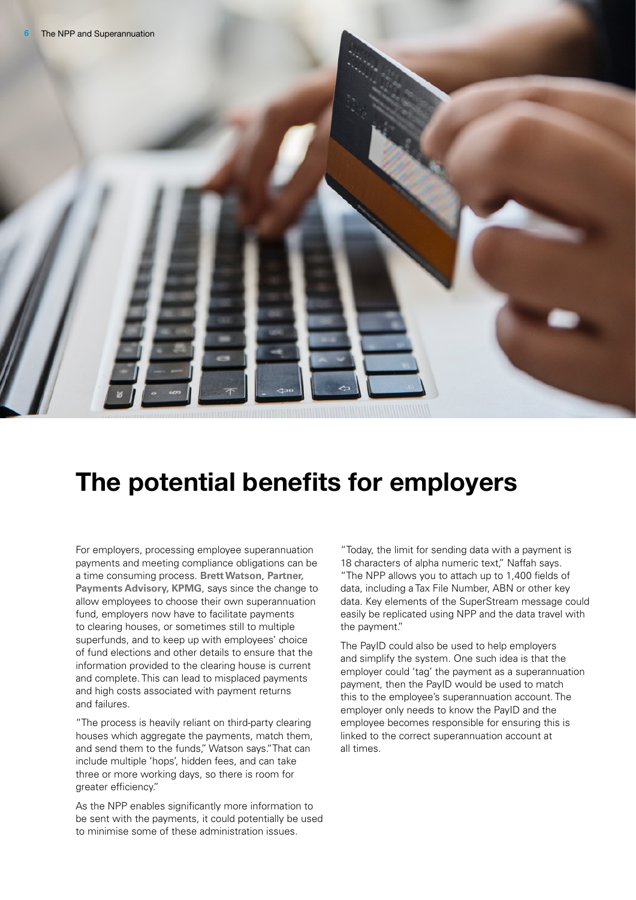# The potential benefits for employers

For employers, processing employee superannuation payments and meeting compliance obligations can be a time consuming process. **Brett Watson**, **Partner, Payments Advisory, KPMG**, says since the change to allow employees to choose their own superannuation fund, employers now have to facilitate payments to clearing houses, or sometimes still to multiple superfunds, and to keep up with employees' choice of fund elections and other details to ensure that the information provided to the clearing house is current and complete. This can lead to misplaced payments and high costs associated with payment returns and failures.

"The process is heavily reliant on third-party clearing houses which aggregate the payments, match them, and send them to the funds," Watson says. "That can include multiple 'hops', hidden fees, and can take three or more working days, so there is room for greater efficiency."

As the NPP enables significantly more information to be sent with the payments, it could potentially be used to minimise some of these administration issues.

"Today, the limit for sending data with a payment is 18 characters of alpha numeric text," Naffah says. "The NPP allows you to attach up to 1,400 fields of data, including a Tax File Number, ABN or other key data. Key elements of the SuperStream message could easily be replicated using NPP and the data travel with the payment."

The PayID could also be used to help employers and simplify the system. One such idea is that the employer could 'tag' the payment as a superannuation payment, then the PayID would be used to match this to the employee's superannuation account. The employer only needs to know the PayID and the employee becomes responsible for ensuring this is linked to the correct superannuation account at all times.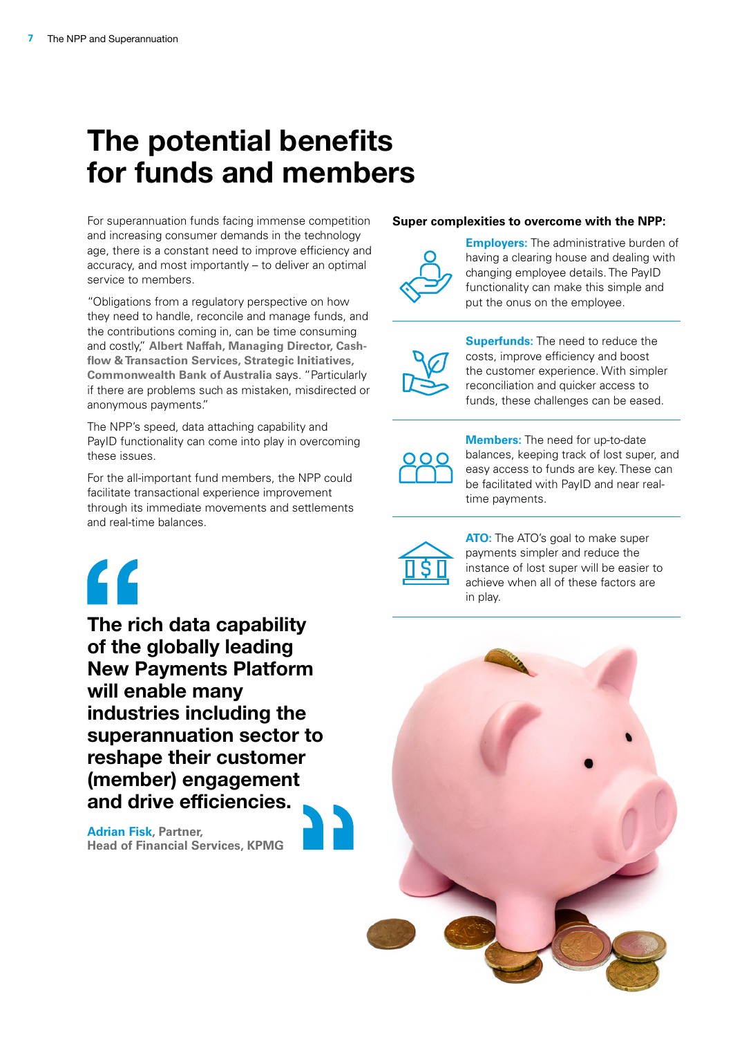# The potential benefits for funds and members

For superannuation funds facing immense competition and increasing consumer demands in the technology age, there is a constant need to improve efficiency and accuracy, and most importantly – to deliver an optimal service to members.

"Obligations from a regulatory perspective on how they need to handle, reconcile and manage funds, and the contributions coming in, can be time consuming and costly," **Albert Naffah, Managing Director, Cash-flow & Transaction Services, Strategic Initiatives, Commonwealth Bank of Australia** says. "Particularly if there are problems such as mistaken, misdirected or anonymous payments."

The NPP's speed, data attaching capability and PayID functionality can come into play in overcoming these issues.

For the all-important fund members, the NPP could facilitate transactional experience improvement through its immediate movements and settlements and real-time balances.

> **The rich data capability of the globally leading New Payments Platform will enable many industries including the superannuation sector to reshape their customer (member) engagement and drive efficiencies.**
>
> **Adrian Fisk, Partner, Head of Financial Services, KPMG**

**Super complexities to overcome with the NPP:**

**Employers:** The administrative burden of having a clearing house and dealing with changing employee details. The PayID functionality can make this simple and put the onus on the employee.

**Superfunds:** The need to reduce the costs, improve efficiency and boost the customer experience. With simpler reconciliation and quicker access to funds, these challenges can be eased.

**Members:** The need for up-to-date balances, keeping track of lost super, and easy access to funds are key. These can be facilitated with PayID and near real-time payments.

**ATO:** The ATO's goal to make super payments simpler and reduce the instance of lost super will be easier to achieve when all of these factors are in play.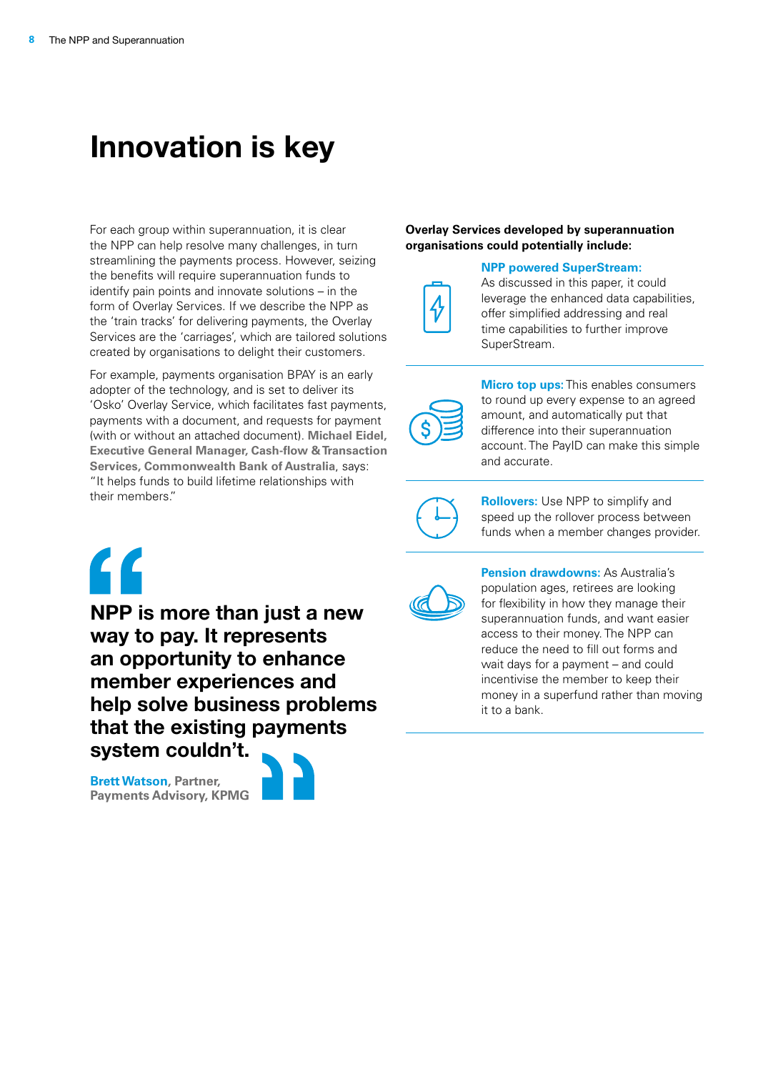# Innovation is key

For each group within superannuation, it is clear the NPP can help resolve many challenges, in turn streamlining the payments process. However, seizing the benefits will require superannuation funds to identify pain points and innovate solutions – in the form of Overlay Services. If we describe the NPP as the 'train tracks' for delivering payments, the Overlay Services are the 'carriages', which are tailored solutions created by organisations to delight their customers.

For example, payments organisation BPAY is an early adopter of the technology, and is set to deliver its 'Osko' Overlay Service, which facilitates fast payments, payments with a document, and requests for payment (with or without an attached document). **Michael Eidel, Executive General Manager, Cash-flow & Transaction Services, Commonwealth Bank of Australia**, says: "It helps funds to build lifetime relationships with their members."

> **NPP is more than just a new way to pay. It represents an opportunity to enhance member experiences and help solve business problems that the existing payments system couldn't.**
>
> **Brett Watson, Partner, Payments Advisory, KPMG**

**Overlay Services developed by superannuation organisations could potentially include:**

**NPP powered SuperStream:** As discussed in this paper, it could leverage the enhanced data capabilities, offer simplified addressing and real time capabilities to further improve SuperStream.

**Micro top ups:** This enables consumers to round up every expense to an agreed amount, and automatically put that difference into their superannuation account. The PayID can make this simple and accurate.

**Rollovers:** Use NPP to simplify and speed up the rollover process between funds when a member changes provider.

**Pension drawdowns:** As Australia's population ages, retirees are looking for flexibility in how they manage their superannuation funds, and want easier access to their money. The NPP can reduce the need to fill out forms and wait days for a payment – and could incentivise the member to keep their money in a superfund rather than moving it to a bank.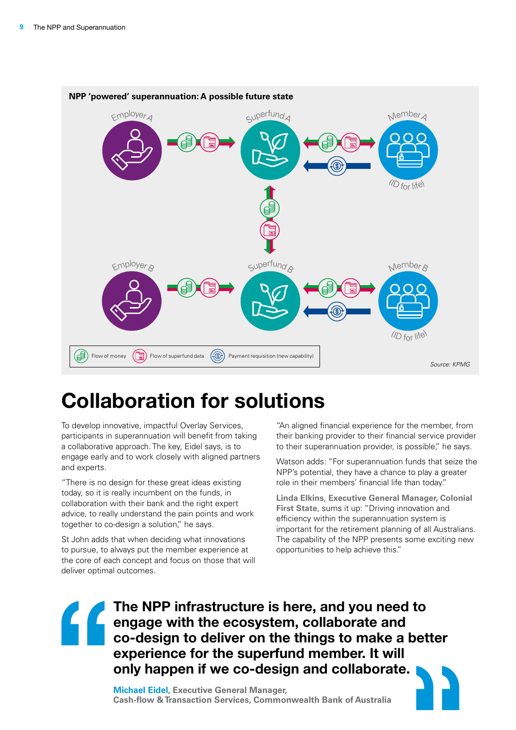**NPP 'powered' superannuation: A possible future state**

Employer A — Superfund A — Member A (ID for life)

Employer B — Superfund B — Member B (ID for life)

Flow of money | Flow of superfund data | Payment requisition (new capability)

*Source: KPMG*

# Collaboration for solutions

To develop innovative, impactful Overlay Services, participants in superannuation will benefit from taking a collaborative approach. The key, Eidel says, is to engage early and to work closely with aligned partners and experts.

"There is no design for these great ideas existing today, so it is really incumbent on the funds, in collaboration with their bank and the right expert advice, to really understand the pain points and work together to co-design a solution," he says.

St John adds that when deciding what innovations to pursue, to always put the member experience at the core of each concept and focus on those that will deliver optimal outcomes.

"An aligned financial experience for the member, from their banking provider to their financial service provider to their superannuation provider, is possible," he says.

Watson adds: "For superannuation funds that seize the NPP's potential, they have a chance to play a greater role in their members' financial life than today."

**Linda Elkins, Executive General Manager, Colonial First State**, sums it up: "Driving innovation and efficiency within the superannuation system is important for the retirement planning of all Australians. The capability of the NPP presents some exciting new opportunities to help achieve this."

> **The NPP infrastructure is here, and you need to engage with the ecosystem, collaborate and co-design to deliver on the things to make a better experience for the superfund member. It will only happen if we co-design and collaborate.**
>
> **Michael Eidel, Executive General Manager, Cash-flow & Transaction Services, Commonwealth Bank of Australia**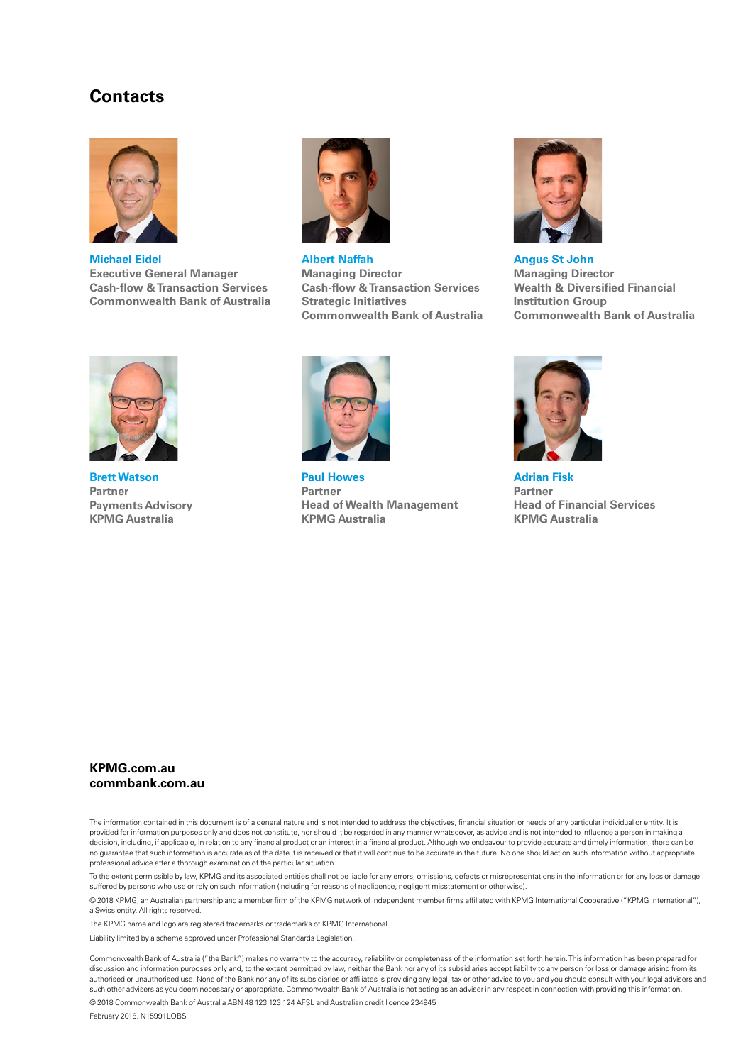## Contacts

**Michael Eidel**
Executive General Manager
Cash-flow & Transaction Services
Commonwealth Bank of Australia

**Albert Naffah**
Managing Director
Cash-flow & Transaction Services
Strategic Initiatives
Commonwealth Bank of Australia

**Angus St John**
Managing Director
Wealth & Diversified Financial Institution Group
Commonwealth Bank of Australia

**Brett Watson**
Partner
Payments Advisory
KPMG Australia

**Paul Howes**
Partner
Head of Wealth Management
KPMG Australia

**Adrian Fisk**
Partner
Head of Financial Services
KPMG Australia

**KPMG.com.au**
**commbank.com.au**

The information contained in this document is of a general nature and is not intended to address the objectives, financial situation or needs of any particular individual or entity. It is provided for information purposes only and does not constitute, nor should it be regarded in any manner whatsoever, as advice and is not intended to influence a person in making a decision, including, if applicable, in relation to any financial product or an interest in a financial product. Although we endeavour to provide accurate and timely information, there can be no guarantee that such information is accurate as of the date it is received or that it will continue to be accurate in the future. No one should act on such information without appropriate professional advice after a thorough examination of the particular situation.

To the extent permissible by law, KPMG and its associated entities shall not be liable for any errors, omissions, defects or misrepresentations in the information or for any loss or damage suffered by persons who use or rely on such information (including for reasons of negligence, negligent misstatement or otherwise).

© 2018 KPMG, an Australian partnership and a member firm of the KPMG network of independent member firms affiliated with KPMG International Cooperative ("KPMG International"), a Swiss entity. All rights reserved.

The KPMG name and logo are registered trademarks or trademarks of KPMG International.

Liability limited by a scheme approved under Professional Standards Legislation.

Commonwealth Bank of Australia ("the Bank") makes no warranty to the accuracy, reliability or completeness of the information set forth herein. This information has been prepared for discussion and information purposes only and, to the extent permitted by law, neither the Bank nor any of its subsidiaries accept liability to any person for loss or damage arising from its authorised or unauthorised use. None of the Bank nor any of its subsidiaries or affiliates is providing any legal, tax or other advice to you and you should consult with your legal advisers and such other advisers as you deem necessary or appropriate. Commonwealth Bank of Australia is not acting as an adviser in any respect in connection with providing this information.

© 2018 Commonwealth Bank of Australia ABN 48 123 123 124 AFSL and Australian credit licence 234945

February 2018. N15991LOBS